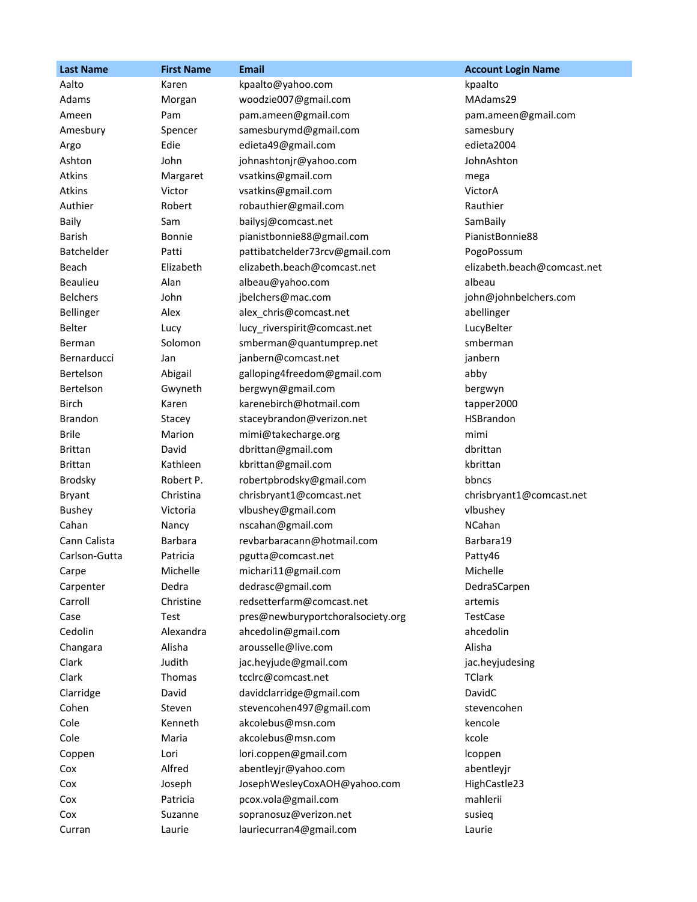| Last Name | First Name | Email | Account Login Name |
|---|---|---|---|
| Aalto | Karen | kpaalto@yahoo.com | kpaalto |
| Adams | Morgan | woodzie007@gmail.com | MAdams29 |
| Ameen | Pam | pam.ameen@gmail.com | pam.ameen@gmail.com |
| Amesbury | Spencer | samesburymd@gmail.com | samesbury |
| Argo | Edie | edieta49@gmail.com | edieta2004 |
| Ashton | John | johnashtonjr@yahoo.com | JohnAshton |
| Atkins | Margaret | vsatkins@gmail.com | mega |
| Atkins | Victor | vsatkins@gmail.com | VictorA |
| Authier | Robert | robauthier@gmail.com | Rauthier |
| Baily | Sam | bailysj@comcast.net | SamBaily |
| Barish | Bonnie | pianistbonnie88@gmail.com | PianistBonnie88 |
| Batchelder | Patti | pattibatchelder73rcv@gmail.com | PogoPossum |
| Beach | Elizabeth | elizabeth.beach@comcast.net | elizabeth.beach@comcast.net |
| Beaulieu | Alan | albeau@yahoo.com | albeau |
| Belchers | John | jbelchers@mac.com | john@johnbelchers.com |
| Bellinger | Alex | alex_chris@comcast.net | abellinger |
| Belter | Lucy | lucy_riverspirit@comcast.net | LucyBelter |
| Berman | Solomon | smberman@quantumprep.net | smberman |
| Bernarducci | Jan | janbern@comcast.net | janbern |
| Bertelson | Abigail | galloping4freedom@gmail.com | abby |
| Bertelson | Gwyneth | bergwyn@gmail.com | bergwyn |
| Birch | Karen | karenebirch@hotmail.com | tapper2000 |
| Brandon | Stacey | staceybrandon@verizon.net | HSBrandon |
| Brile | Marion | mimi@takecharge.org | mimi |
| Brittan | David | dbrittan@gmail.com | dbrittan |
| Brittan | Kathleen | kbrittan@gmail.com | kbrittan |
| Brodsky | Robert P. | robertpbrodsky@gmail.com | bbncs |
| Bryant | Christina | chrisbryant1@comcast.net | chrisbryant1@comcast.net |
| Bushey | Victoria | vlbushey@gmail.com | vlbushey |
| Cahan | Nancy | nscahan@gmail.com | NCahan |
| Cann Calista | Barbara | revbarbaracann@hotmail.com | Barbara19 |
| Carlson-Gutta | Patricia | pgutta@comcast.net | Patty46 |
| Carpe | Michelle | michari11@gmail.com | Michelle |
| Carpenter | Dedra | dedrasc@gmail.com | DedraSCarpen |
| Carroll | Christine | redsetterfarm@comcast.net | artemis |
| Case | Test | pres@newburyportchoralsociety.org | TestCase |
| Cedolin | Alexandra | ahcedolin@gmail.com | ahcedolin |
| Changara | Alisha | arousselle@live.com | Alisha |
| Clark | Judith | jac.heyjude@gmail.com | jac.heyjudesing |
| Clark | Thomas | tcclrc@comcast.net | TClark |
| Clarridge | David | davidclarridge@gmail.com | DavidC |
| Cohen | Steven | stevencohen497@gmail.com | stevencohen |
| Cole | Kenneth | akcolebus@msn.com | kencole |
| Cole | Maria | akcolebus@msn.com | kcole |
| Coppen | Lori | lori.coppen@gmail.com | lcoppen |
| Cox | Alfred | abentleyjr@yahoo.com | abentleyjr |
| Cox | Joseph | JosephWesleyCoxAOH@yahoo.com | HighCastle23 |
| Cox | Patricia | pcox.vola@gmail.com | mahlerii |
| Cox | Suzanne | sopranosuz@verizon.net | susieq |
| Curran | Laurie | lauriecurran4@gmail.com | Laurie |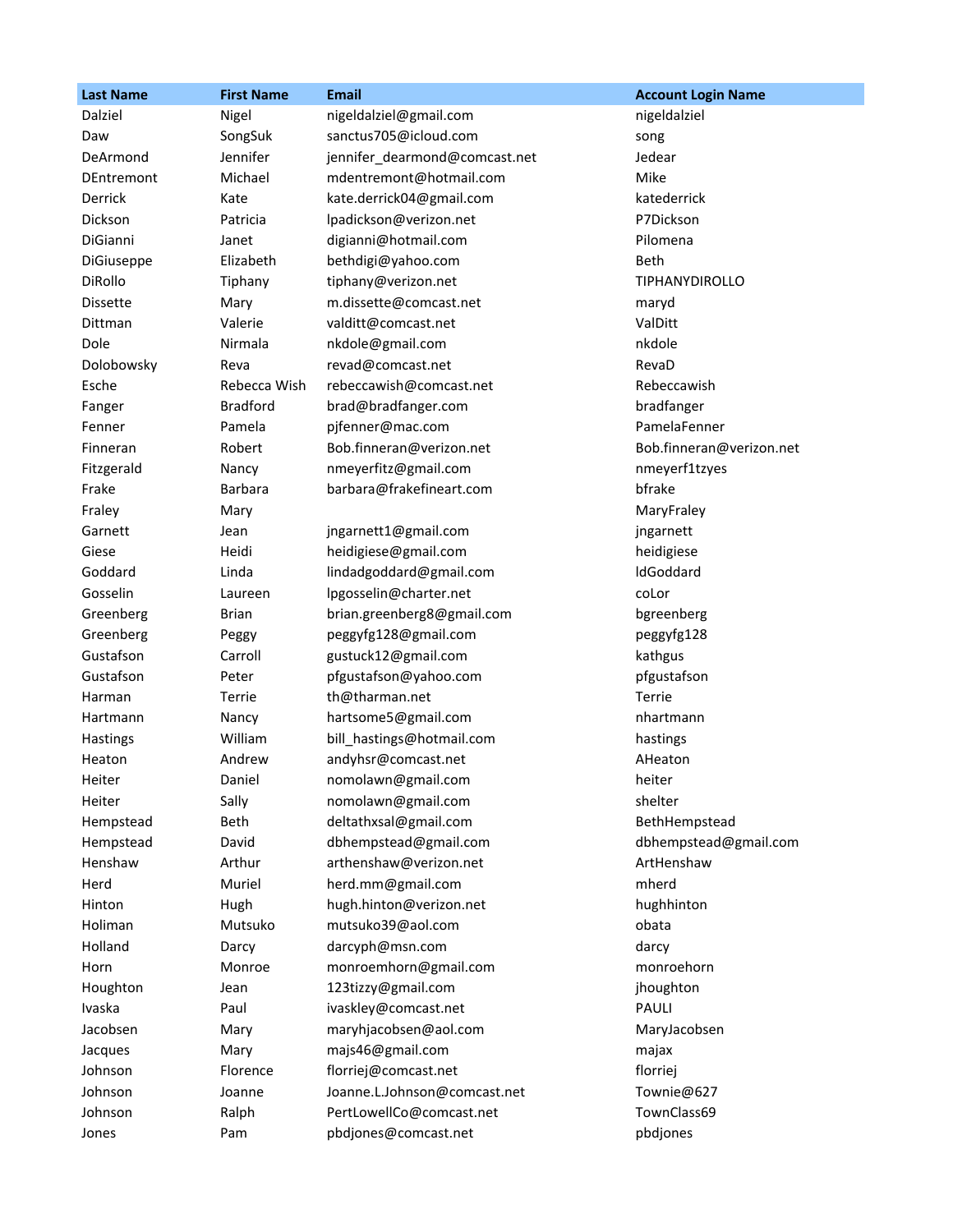| Last Name | First Name | Email | Account Login Name |
|---|---|---|---|
| Dalziel | Nigel | nigeldalziel@gmail.com | nigeldalziel |
| Daw | SongSuk | sanctus705@icloud.com | song |
| DeArmond | Jennifer | jennifer_dearmond@comcast.net | Jedear |
| DEntremont | Michael | mdentremont@hotmail.com | Mike |
| Derrick | Kate | kate.derrick04@gmail.com | katederrick |
| Dickson | Patricia | lpadickson@verizon.net | P7Dickson |
| DiGianni | Janet | digianni@hotmail.com | Pilomena |
| DiGiuseppe | Elizabeth | bethdigi@yahoo.com | Beth |
| DiRollo | Tiphany | tiphany@verizon.net | TIPHANYDIROLLO |
| Dissette | Mary | m.dissette@comcast.net | maryd |
| Dittman | Valerie | valditt@comcast.net | ValDitt |
| Dole | Nirmala | nkdole@gmail.com | nkdole |
| Dolobowsky | Reva | revad@comcast.net | RevaD |
| Esche | Rebecca Wish | rebeccawish@comcast.net | Rebeccawish |
| Fanger | Bradford | brad@bradfanger.com | bradfanger |
| Fenner | Pamela | pjfenner@mac.com | PamelaFenner |
| Finneran | Robert | Bob.finneran@verizon.net | Bob.finneran@verizon.net |
| Fitzgerald | Nancy | nmeyerfitz@gmail.com | nmeyerf1tzyes |
| Frake | Barbara | barbara@frakefineart.com | bfrake |
| Fraley | Mary | | MaryFraley |
| Garnett | Jean | jngarnett1@gmail.com | jngarnett |
| Giese | Heidi | heidigiese@gmail.com | heidigiese |
| Goddard | Linda | lindadgoddard@gmail.com | ldGoddard |
| Gosselin | Laureen | lpgosselin@charter.net | coLor |
| Greenberg | Brian | brian.greenberg8@gmail.com | bgreenberg |
| Greenberg | Peggy | peggyfg128@gmail.com | peggyfg128 |
| Gustafson | Carroll | gustuck12@gmail.com | kathgus |
| Gustafson | Peter | pfgustafson@yahoo.com | pfgustafson |
| Harman | Terrie | th@tharman.net | Terrie |
| Hartmann | Nancy | hartsome5@gmail.com | nhartmann |
| Hastings | William | bill_hastings@hotmail.com | hastings |
| Heaton | Andrew | andyhsr@comcast.net | AHeaton |
| Heiter | Daniel | nomolawn@gmail.com | heiter |
| Heiter | Sally | nomolawn@gmail.com | shelter |
| Hempstead | Beth | deltathxsal@gmail.com | BethHempstead |
| Hempstead | David | dbhempstead@gmail.com | dbhempstead@gmail.com |
| Henshaw | Arthur | arthenshaw@verizon.net | ArtHenshaw |
| Herd | Muriel | herd.mm@gmail.com | mherd |
| Hinton | Hugh | hugh.hinton@verizon.net | hughhinton |
| Holiman | Mutsuko | mutsuko39@aol.com | obata |
| Holland | Darcy | darcyph@msn.com | darcy |
| Horn | Monroe | monroemhorn@gmail.com | monroehorn |
| Houghton | Jean | 123tizzy@gmail.com | jhoughton |
| Ivaska | Paul | ivaskley@comcast.net | PAULI |
| Jacobsen | Mary | maryhjacobsen@aol.com | MaryJacobsen |
| Jacques | Mary | majs46@gmail.com | majax |
| Johnson | Florence | florriej@comcast.net | florriej |
| Johnson | Joanne | Joanne.L.Johnson@comcast.net | Townie@627 |
| Johnson | Ralph | PertLowellCo@comcast.net | TownClass69 |
| Jones | Pam | pbdjones@comcast.net | pbdjones |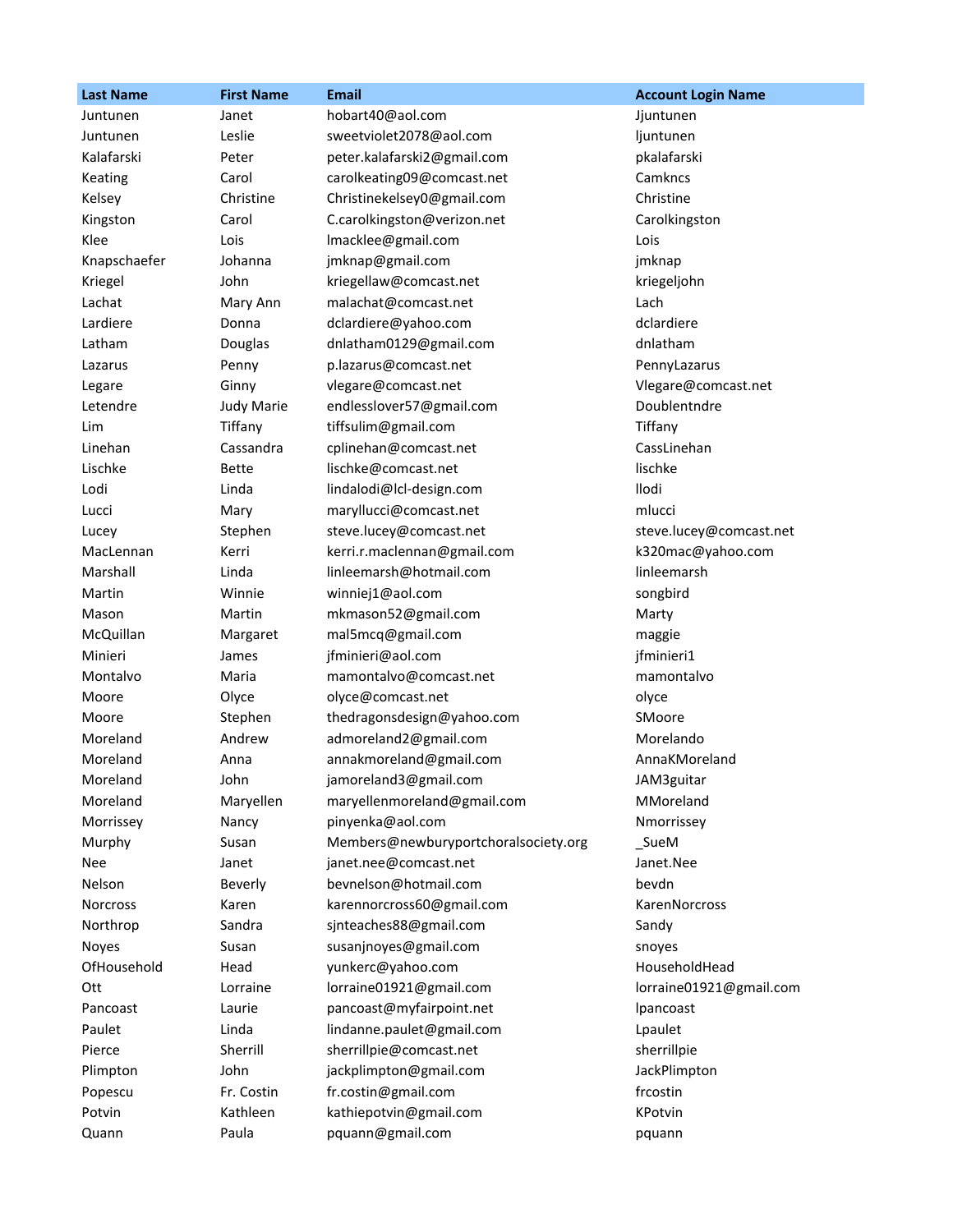| Last Name | First Name | Email | Account Login Name |
|---|---|---|---|
| Juntunen | Janet | hobart40@aol.com | Jjuntunen |
| Juntunen | Leslie | sweetviolet2078@aol.com | ljuntunen |
| Kalafarski | Peter | peter.kalafarski2@gmail.com | pkalafarski |
| Keating | Carol | carolkeating09@comcast.net | Camkncs |
| Kelsey | Christine | Christinekelsey0@gmail.com | Christine |
| Kingston | Carol | C.carolkingston@verizon.net | Carolkingston |
| Klee | Lois | lmacklee@gmail.com | Lois |
| Knapschaefer | Johanna | jmknap@gmail.com | jmknap |
| Kriegel | John | kriegellaw@comcast.net | kriegeljohn |
| Lachat | Mary Ann | malachat@comcast.net | Lach |
| Lardiere | Donna | dclardiere@yahoo.com | dclardiere |
| Latham | Douglas | dnlatham0129@gmail.com | dnlatham |
| Lazarus | Penny | p.lazarus@comcast.net | PennyLazarus |
| Legare | Ginny | vlegare@comcast.net | Vlegare@comcast.net |
| Letendre | Judy Marie | endlesslover57@gmail.com | Doublentndre |
| Lim | Tiffany | tiffsulim@gmail.com | Tiffany |
| Linehan | Cassandra | cplinehan@comcast.net | CassLinehan |
| Lischke | Bette | lischke@comcast.net | lischke |
| Lodi | Linda | lindalodi@lcl-design.com | llodi |
| Lucci | Mary | maryllucci@comcast.net | mlucci |
| Lucey | Stephen | steve.lucey@comcast.net | steve.lucey@comcast.net |
| MacLennan | Kerri | kerri.r.maclennan@gmail.com | k320mac@yahoo.com |
| Marshall | Linda | linleemarsh@hotmail.com | linleemarsh |
| Martin | Winnie | winniej1@aol.com | songbird |
| Mason | Martin | mkmason52@gmail.com | Marty |
| McQuillan | Margaret | mal5mcq@gmail.com | maggie |
| Minieri | James | jfminieri@aol.com | jfminieri1 |
| Montalvo | Maria | mamontalvo@comcast.net | mamontalvo |
| Moore | Olyce | olyce@comcast.net | olyce |
| Moore | Stephen | thedragonsdesign@yahoo.com | SMoore |
| Moreland | Andrew | admoreland2@gmail.com | Morelando |
| Moreland | Anna | annakmoreland@gmail.com | AnnaKMoreland |
| Moreland | John | jamoreland3@gmail.com | JAM3guitar |
| Moreland | Maryellen | maryellenmoreland@gmail.com | MMoreland |
| Morrissey | Nancy | pinyenka@aol.com | Nmorrissey |
| Murphy | Susan | Members@newburyportchoralsociety.org | _SueM |
| Nee | Janet | janet.nee@comcast.net | Janet.Nee |
| Nelson | Beverly | bevnelson@hotmail.com | bevdn |
| Norcross | Karen | karennorcross60@gmail.com | KarenNorcross |
| Northrop | Sandra | sjnteaches88@gmail.com | Sandy |
| Noyes | Susan | susanjnoyes@gmail.com | snoyes |
| OfHousehold | Head | yunkerc@yahoo.com | HouseholdHead |
| Ott | Lorraine | lorraine01921@gmail.com | lorraine01921@gmail.com |
| Pancoast | Laurie | pancoast@myfairpoint.net | lpancoast |
| Paulet | Linda | lindanne.paulet@gmail.com | Lpaulet |
| Pierce | Sherrill | sherrillpie@comcast.net | sherrillpie |
| Plimpton | John | jackplimpton@gmail.com | JackPlimpton |
| Popescu | Fr. Costin | fr.costin@gmail.com | frcostin |
| Potvin | Kathleen | kathiepotvin@gmail.com | KPotvin |
| Quann | Paula | pquann@gmail.com | pquann |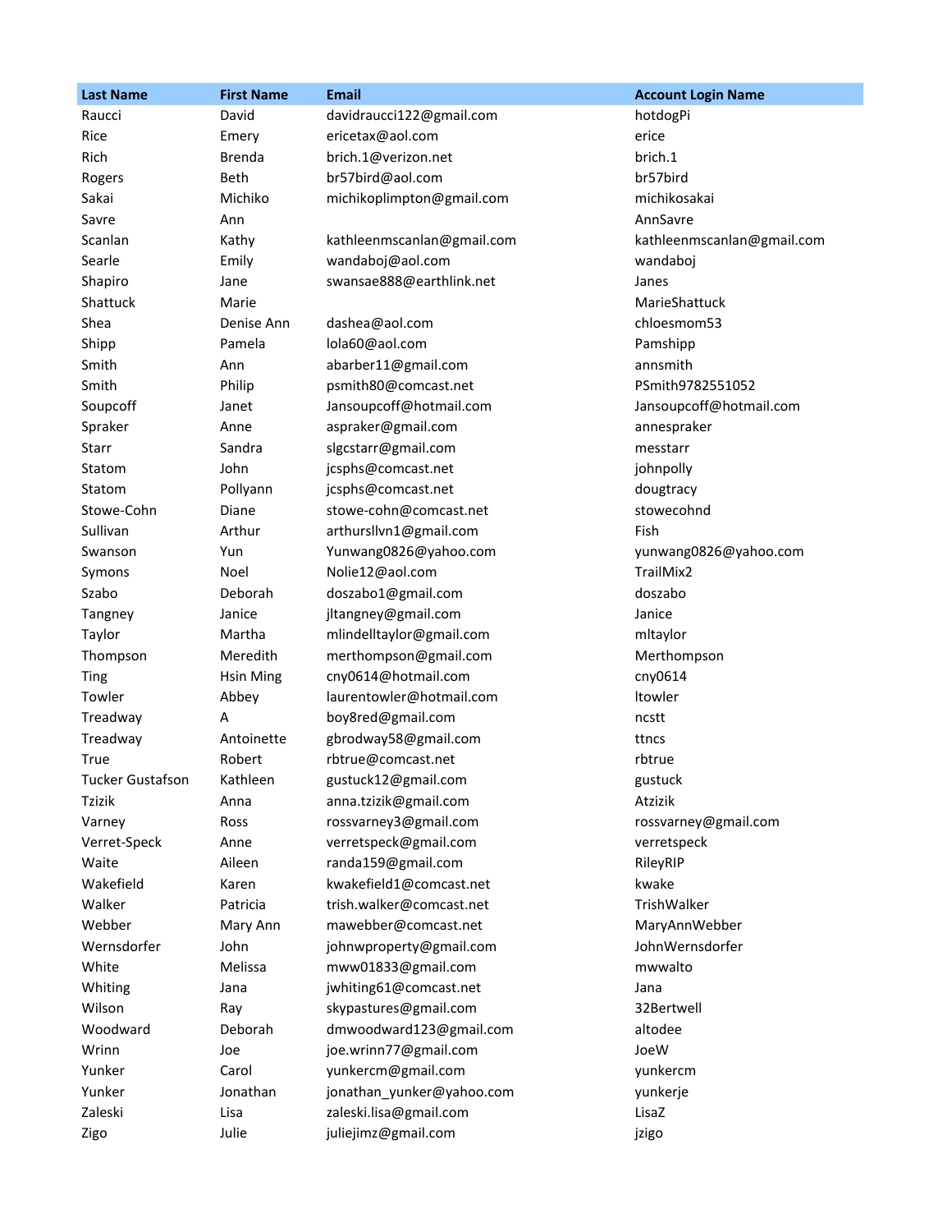| Last Name | First Name | Email | Account Login Name |
|---|---|---|---|
| Raucci | David | davidraucci122@gmail.com | hotdogPi |
| Rice | Emery | ericetax@aol.com | erice |
| Rich | Brenda | brich.1@verizon.net | brich.1 |
| Rogers | Beth | br57bird@aol.com | br57bird |
| Sakai | Michiko | michikoplimpton@gmail.com | michikosakai |
| Savre | Ann | | AnnSavre |
| Scanlan | Kathy | kathleenmscanlan@gmail.com | kathleenmscanlan@gmail.com |
| Searle | Emily | wandaboj@aol.com | wandaboj |
| Shapiro | Jane | swansae888@earthlink.net | Janes |
| Shattuck | Marie | | MarieShattuck |
| Shea | Denise Ann | dashea@aol.com | chloesmom53 |
| Shipp | Pamela | lola60@aol.com | Pamshipp |
| Smith | Ann | abarber11@gmail.com | annsmith |
| Smith | Philip | psmith80@comcast.net | PSmith9782551052 |
| Soupcoff | Janet | Jansoupcoff@hotmail.com | Jansoupcoff@hotmail.com |
| Spraker | Anne | aspraker@gmail.com | annespraker |
| Starr | Sandra | slgcstarr@gmail.com | messtarr |
| Statom | John | jcsphs@comcast.net | johnpolly |
| Statom | Pollyann | jcsphs@comcast.net | dougtracy |
| Stowe-Cohn | Diane | stowe-cohn@comcast.net | stowecohnd |
| Sullivan | Arthur | arthursllvn1@gmail.com | Fish |
| Swanson | Yun | Yunwang0826@yahoo.com | yunwang0826@yahoo.com |
| Symons | Noel | Nolie12@aol.com | TrailMix2 |
| Szabo | Deborah | doszabo1@gmail.com | doszabo |
| Tangney | Janice | jltangney@gmail.com | Janice |
| Taylor | Martha | mlindelltaylor@gmail.com | mltaylor |
| Thompson | Meredith | merthompson@gmail.com | Merthompson |
| Ting | Hsin Ming | cny0614@hotmail.com | cny0614 |
| Towler | Abbey | laurentowler@hotmail.com | ltowler |
| Treadway | A | boy8red@gmail.com | ncstt |
| Treadway | Antoinette | gbrodway58@gmail.com | ttncs |
| True | Robert | rbtrue@comcast.net | rbtrue |
| Tucker Gustafson | Kathleen | gustuck12@gmail.com | gustuck |
| Tzizik | Anna | anna.tzizik@gmail.com | Atzizik |
| Varney | Ross | rossvarney3@gmail.com | rossvarney@gmail.com |
| Verret-Speck | Anne | verretspeck@gmail.com | verretspeck |
| Waite | Aileen | randa159@gmail.com | RileyRIP |
| Wakefield | Karen | kwakefield1@comcast.net | kwake |
| Walker | Patricia | trish.walker@comcast.net | TrishWalker |
| Webber | Mary Ann | mawebber@comcast.net | MaryAnnWebber |
| Wernsdorfer | John | johnwproperty@gmail.com | JohnWernsdorfer |
| White | Melissa | mww01833@gmail.com | mwwalto |
| Whiting | Jana | jwhiting61@comcast.net | Jana |
| Wilson | Ray | skypastures@gmail.com | 32Bertwell |
| Woodward | Deborah | dmwoodward123@gmail.com | altodee |
| Wrinn | Joe | joe.wrinn77@gmail.com | JoeW |
| Yunker | Carol | yunkercm@gmail.com | yunkercm |
| Yunker | Jonathan | jonathan_yunker@yahoo.com | yunkerje |
| Zaleski | Lisa | zaleski.lisa@gmail.com | LisaZ |
| Zigo | Julie | juliejimz@gmail.com | jzigo |